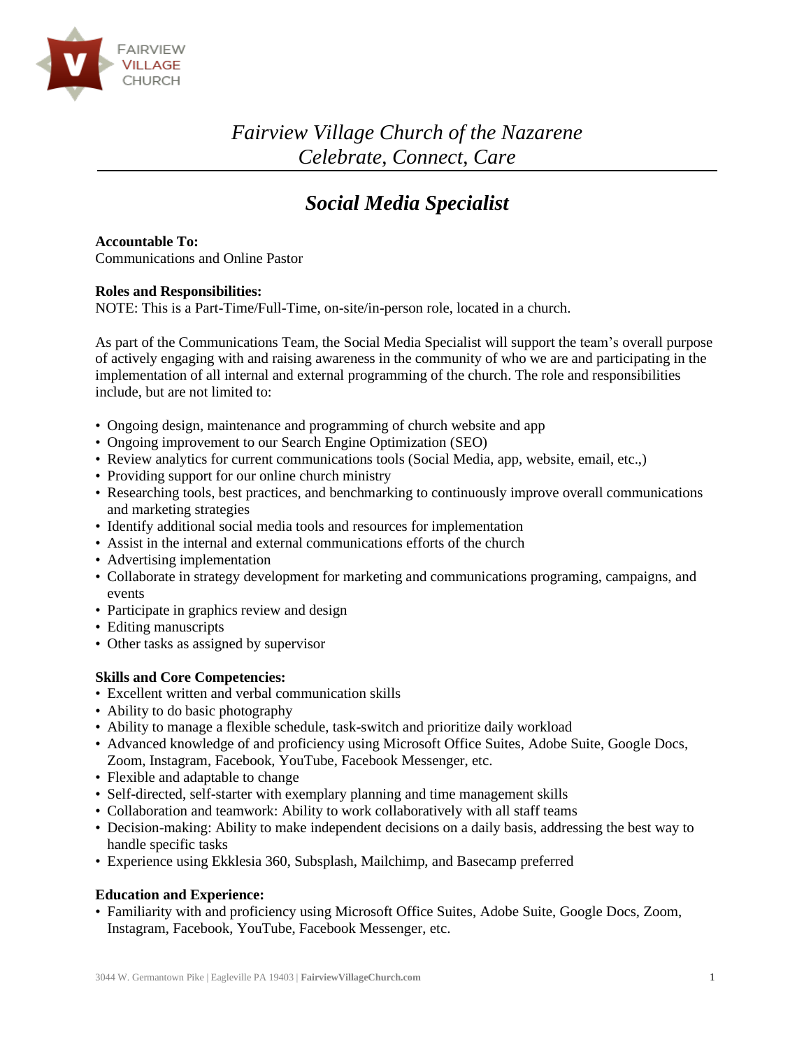FAIRVIEW VILLAGE CHURCH

# *Fairview Village Church of the Nazarene*
*Celebrate, Connect, Care*

## *Social Media Specialist*

**Accountable To:**
Communications and Online Pastor

**Roles and Responsibilities:**
NOTE: This is a Part-Time/Full-Time, on-site/in-person role, located in a church.

As part of the Communications Team, the Social Media Specialist will support the team's overall purpose of actively engaging with and raising awareness in the community of who we are and participating in the implementation of all internal and external programming of the church. The role and responsibilities include, but are not limited to:

- Ongoing design, maintenance and programming of church website and app
- Ongoing improvement to our Search Engine Optimization (SEO)
- Review analytics for current communications tools (Social Media, app, website, email, etc.,)
- Providing support for our online church ministry
- Researching tools, best practices, and benchmarking to continuously improve overall communications and marketing strategies
- Identify additional social media tools and resources for implementation
- Assist in the internal and external communications efforts of the church
- Advertising implementation
- Collaborate in strategy development for marketing and communications programing, campaigns, and events
- Participate in graphics review and design
- Editing manuscripts
- Other tasks as assigned by supervisor

**Skills and Core Competencies:**
- Excellent written and verbal communication skills
- Ability to do basic photography
- Ability to manage a flexible schedule, task-switch and prioritize daily workload
- Advanced knowledge of and proficiency using Microsoft Office Suites, Adobe Suite, Google Docs, Zoom, Instagram, Facebook, YouTube, Facebook Messenger, etc.
- Flexible and adaptable to change
- Self-directed, self-starter with exemplary planning and time management skills
- Collaboration and teamwork: Ability to work collaboratively with all staff teams
- Decision-making: Ability to make independent decisions on a daily basis, addressing the best way to handle specific tasks
- Experience using Ekklesia 360, Subsplash, Mailchimp, and Basecamp preferred

**Education and Experience:**
- Familiarity with and proficiency using Microsoft Office Suites, Adobe Suite, Google Docs, Zoom, Instagram, Facebook, YouTube, Facebook Messenger, etc.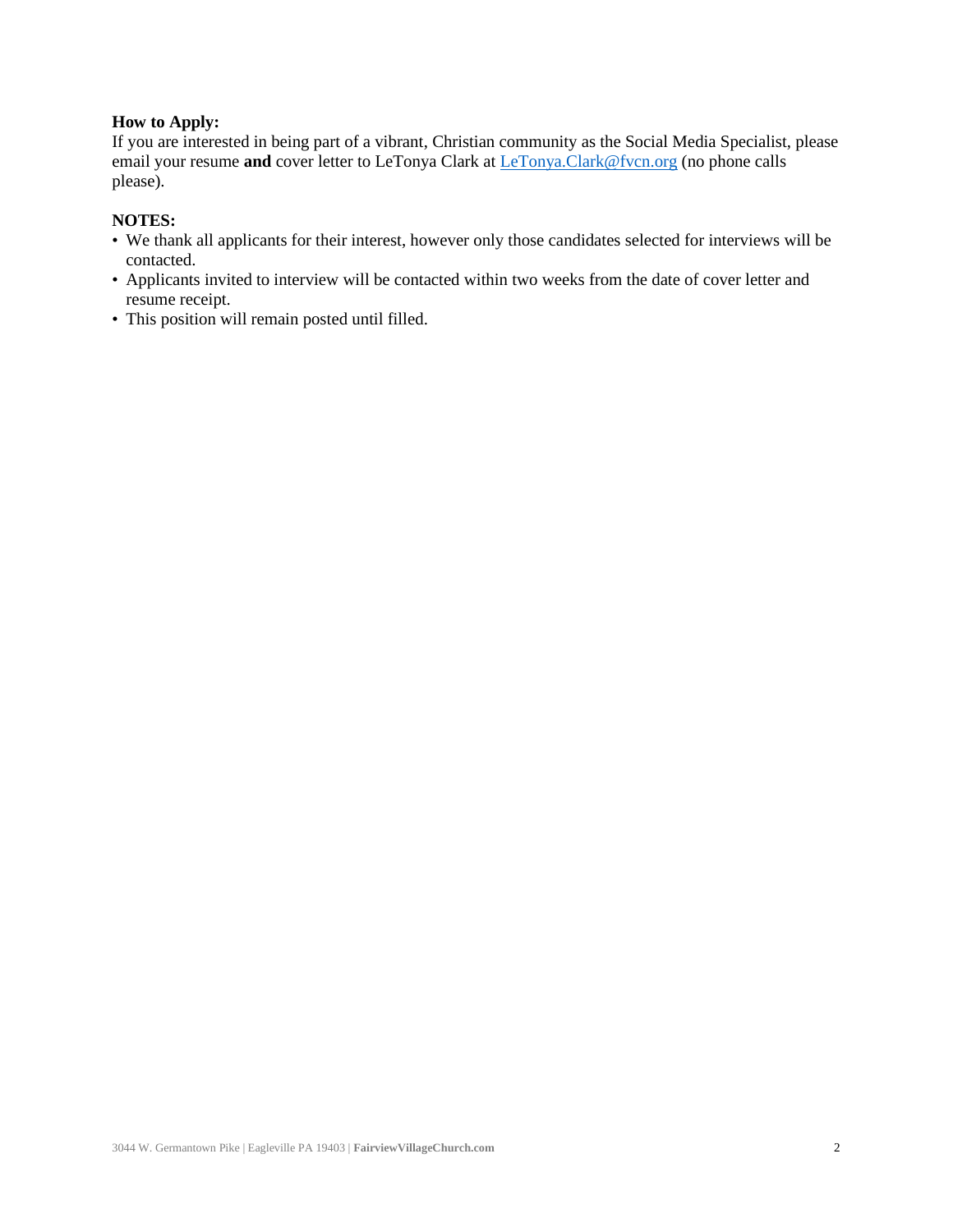**How to Apply:**
If you are interested in being part of a vibrant, Christian community as the Social Media Specialist, please email your resume **and** cover letter to LeTonya Clark at LeTonya.Clark@fvcn.org (no phone calls please).

**NOTES:**

- We thank all applicants for their interest, however only those candidates selected for interviews will be contacted.
- Applicants invited to interview will be contacted within two weeks from the date of cover letter and resume receipt.
- This position will remain posted until filled.